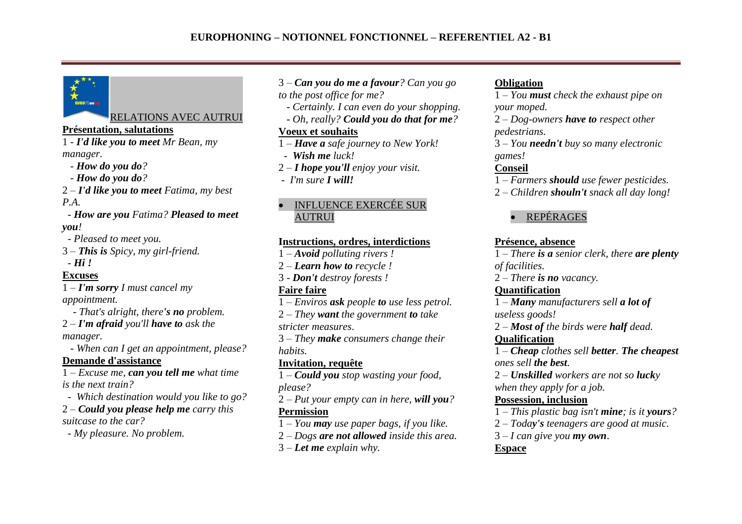# EUROPHONING – NOTIONNEL FONCTIONNEL – REFERENTIEL A2 - B1

## RELATIONS AVEC AUTRUI

**Présentation, salutations**

1 - ***I'd like you to meet*** *Mr Bean, my manager.*

- ***How do you do****?*
- ***How do you do****?*

2 – ***I'd like you to meet*** *Fatima, my best P.A.*

- ***How are you*** *Fatima?* ***Pleased to meet you****!*
- *Pleased to meet you.*

3 – ***This is*** *Spicy, my girl-friend.*

- ***Hi !***

**Excuses**

1 – ***I'm sorry*** *I must cancel my appointment.*

- *That's alright, there****'s no*** *problem.*

2 – ***I'm afraid*** *you'll* ***have to*** *ask the manager.*

- *When can I get an appointment, please?*

**Demande d'assistance**

1 – *Excuse me,* ***can you tell me*** *what time is the next train?*

- *Which destination would you like to go?*

2 – ***Could you please help me*** *carry this suitcase to the car?*

- *My pleasure. No problem.*

3 – ***Can you do me a favour****? Can you go to the post office for me?*

- *Certainly. I can even do your shopping.*
- *Oh, really?* ***Could you do that for me****?*

**Voeux et souhaits**

1 – ***Have a*** *safe journey to New York!*

- ***Wish me*** *luck!*

2 – ***I hope you'll*** *enjoy your visit.*

- *I'm sure* ***I will!***

## INFLUENCE EXERCÉE SUR AUTRUI

**Instructions, ordres, interdictions**

1 – ***Avoid*** *polluting rivers !*

2 – ***Learn how to*** *recycle !*

3 - ***Don't*** *destroy forests !*

**Faire faire**

1 – *Enviros* ***ask*** *people* ***to*** *use less petrol.*

2 – *They* ***want*** *the government* ***to*** *take stricter measures.*

3 – *They* ***make*** *consumers change their habits.*

**Invitation, requête**

1 – ***Could you*** *stop wasting your food, please?*

2 – *Put your empty can in here,* ***will you****?*

**Permission**

1 – *You* ***may*** *use paper bags, if you like.*

2 – *Dogs* ***are not allowed*** *inside this area.*

3 – ***Let me*** *explain why.*

**Obligation**

1 – *You* ***must*** *check the exhaust pipe on your moped.*

2 – *Dog-owners* ***have to*** *respect other pedestrians.*

3 – *You* ***needn't*** *buy so many electronic games!*

**Conseil**

1 – *Farmers* ***should*** *use fewer pesticides.*

2 – *Children* ***shouln't*** *snack all day long!*

## REPÉRAGES

**Présence, absence**

1 – *There* ***is a*** *senior clerk, there* ***are plenty*** *of facilities.*

2 – *There* ***is no*** *vacancy.*

**Quantification**

1 – ***Many*** *manufacturers sell* ***a lot of*** *useless goods!*

2 – ***Most of*** *the birds were* ***half*** *dead.*

**Qualification**

1 – ***Cheap*** *clothes sell* ***better****.* ***The cheapest*** *ones sell* ***the best****.*

2 – ***Unskilled*** *workers are not so* ***luck****y when they apply for a job.*

**Possession, inclusion**

1 – *This plastic bag isn't* ***mine****; is it* ***yours****?*

2 – *Toda****y's*** *teenagers are good at music.*

3 – *I can give you* ***my own****.*

**Espace**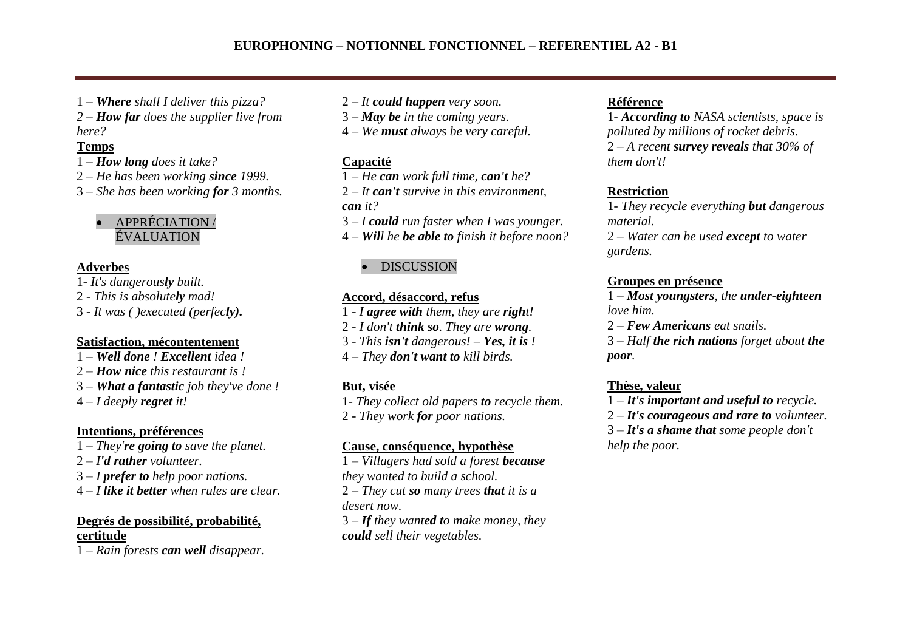1 – ***Where*** *shall I deliver this pizza?*
*2 –* ***How far*** *does the supplier live from here?*

**Temps**

1 – ***How long*** *does it take?*
2 – *He has been working* ***since*** *1999.*
3 – *She has been working* ***for*** *3 months.*

- APPRÉCIATION / ÉVALUATION

**Adverbes**

1- *It's dangerous**ly** built.*
2 - *This is absolute**ly** mad!*
3 - *It was ( )executed (perfec**ly**).*

**Satisfaction, mécontentement**

1 – ***Well done*** *!* ***Excellent*** *idea !*
2 – ***How nice*** *this restaurant is !*
3 – ***What a fantastic*** *job they've done !*
4 – *I deeply* ***regret*** *it!*

**Intentions, préférences**

1 – *They'**re going to** save the planet.*
2 – *I'**d rather** volunteer.*
3 – *I* ***prefer to*** *help poor nations.*
4 – *I* ***like it better*** *when rules are clear.*

**Degrés de possibilité, probabilité, certitude**

1 – *Rain forests* ***can well*** *disappear.*
2 – *It* ***could happen*** *very soon.*
3 – ***May be*** *in the coming years.*
4 – *We* ***must*** *always be very careful.*

**Capacité**

1 – *He* ***can*** *work full time,* ***can't*** *he?*
2 – *It* ***can't*** *survive in this environment,* ***can*** *it?*
3 – *I* ***could*** *run faster when I was younger.*
4 – ***Wil**l he **be able to** finish it before noon?*

- DISCUSSION

**Accord, désaccord, refus**

1 - *I* ***agree with*** *them, they are* ***righ****t!*
2 - *I don't* ***think so****. They are* ***wrong****.*
3 - *This* ***isn't*** *dangerous! –* ***Yes, it is*** *!*
4 – *They* ***don't want to*** *kill birds.*

**But, visée**

1- *They collect old papers* ***to*** *recycle them.*
2 - *They work* ***for*** *poor nations.*

**Cause, conséquence, hypothèse**

1 – *Villagers had sold a forest* ***because*** *they wanted to build a school.*
2 – *They cut* ***so*** *many trees* ***that*** *it is a desert now.*
3 – ***If*** *they want**ed t**o make money, they* ***could*** *sell their vegetables.*

**Référence**

1- ***According to*** *NASA scientists, space is polluted by millions of rocket debris.*
2 – *A recent* ***survey reveals*** *that 30% of them don't!*

**Restriction**

1- *They recycle everything* ***but*** *dangerous material.*
2 – *Water can be used* ***except*** *to water gardens.*

**Groupes en présence**

1 – ***Most youngsters****, the* ***under-eighteen*** *love him.*
2 – ***Few Americans*** *eat snails.*
3 – *Half* ***the rich nations*** *forget about* ***the poor****.*

**Thèse, valeur**

1 – ***It's important and useful to*** *recycle.*
2 – ***It's courageous and rare to*** *volunteer.*
3 – ***It's a shame that*** *some people don't help the poor.*